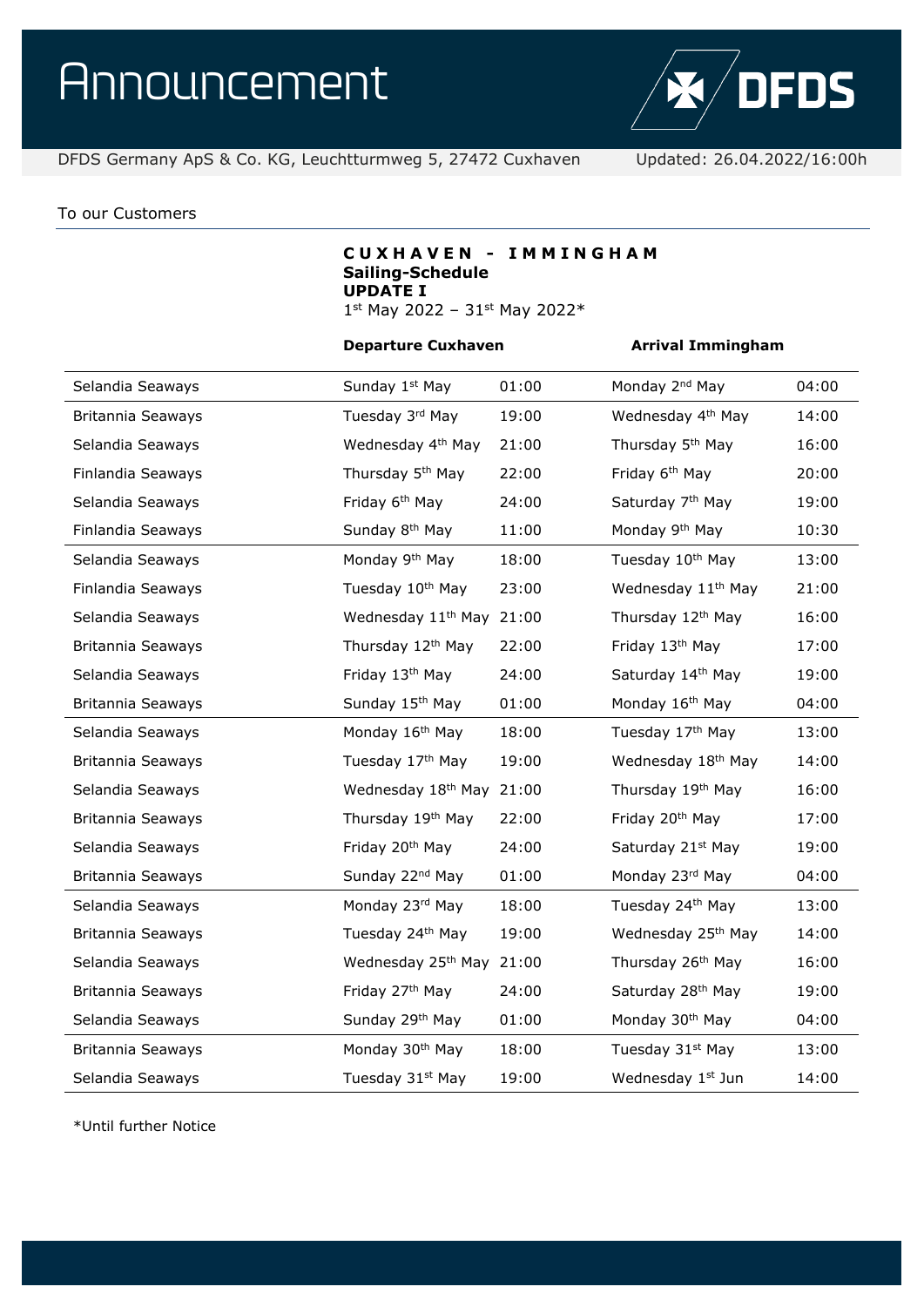# Announcement

DFDS

DFDS Germany ApS & Co. KG, Leuchtturmweg 5, 27472 Cuxhaven

Updated: 26.04.2022/16:00h

To our Customers

**C U X H A V E N - I M M I N G H A M**
**Sailing-Schedule**
**UPDATE I**
1st May 2022 – 31st May 2022*

| | **Departure Cuxhaven** | | **Arrival Immingham** | |
|---|---|---|---|---|
| Selandia Seaways | Sunday 1st May | 01:00 | Monday 2nd May | 04:00 |
| Britannia Seaways | Tuesday 3rd May | 19:00 | Wednesday 4th May | 14:00 |
| Selandia Seaways | Wednesday 4th May | 21:00 | Thursday 5th May | 16:00 |
| Finlandia Seaways | Thursday 5th May | 22:00 | Friday 6th May | 20:00 |
| Selandia Seaways | Friday 6th May | 24:00 | Saturday 7th May | 19:00 |
| Finlandia Seaways | Sunday 8th May | 11:00 | Monday 9th May | 10:30 |
| Selandia Seaways | Monday 9th May | 18:00 | Tuesday 10th May | 13:00 |
| Finlandia Seaways | Tuesday 10th May | 23:00 | Wednesday 11th May | 21:00 |
| Selandia Seaways | Wednesday 11th May | 21:00 | Thursday 12th May | 16:00 |
| Britannia Seaways | Thursday 12th May | 22:00 | Friday 13th May | 17:00 |
| Selandia Seaways | Friday 13th May | 24:00 | Saturday 14th May | 19:00 |
| Britannia Seaways | Sunday 15th May | 01:00 | Monday 16th May | 04:00 |
| Selandia Seaways | Monday 16th May | 18:00 | Tuesday 17th May | 13:00 |
| Britannia Seaways | Tuesday 17th May | 19:00 | Wednesday 18th May | 14:00 |
| Selandia Seaways | Wednesday 18th May | 21:00 | Thursday 19th May | 16:00 |
| Britannia Seaways | Thursday 19th May | 22:00 | Friday 20th May | 17:00 |
| Selandia Seaways | Friday 20th May | 24:00 | Saturday 21st May | 19:00 |
| Britannia Seaways | Sunday 22nd May | 01:00 | Monday 23rd May | 04:00 |
| Selandia Seaways | Monday 23rd May | 18:00 | Tuesday 24th May | 13:00 |
| Britannia Seaways | Tuesday 24th May | 19:00 | Wednesday 25th May | 14:00 |
| Selandia Seaways | Wednesday 25th May | 21:00 | Thursday 26th May | 16:00 |
| Britannia Seaways | Friday 27th May | 24:00 | Saturday 28th May | 19:00 |
| Selandia Seaways | Sunday 29th May | 01:00 | Monday 30th May | 04:00 |
| Britannia Seaways | Monday 30th May | 18:00 | Tuesday 31st May | 13:00 |
| Selandia Seaways | Tuesday 31st May | 19:00 | Wednesday 1st Jun | 14:00 |

*Until further Notice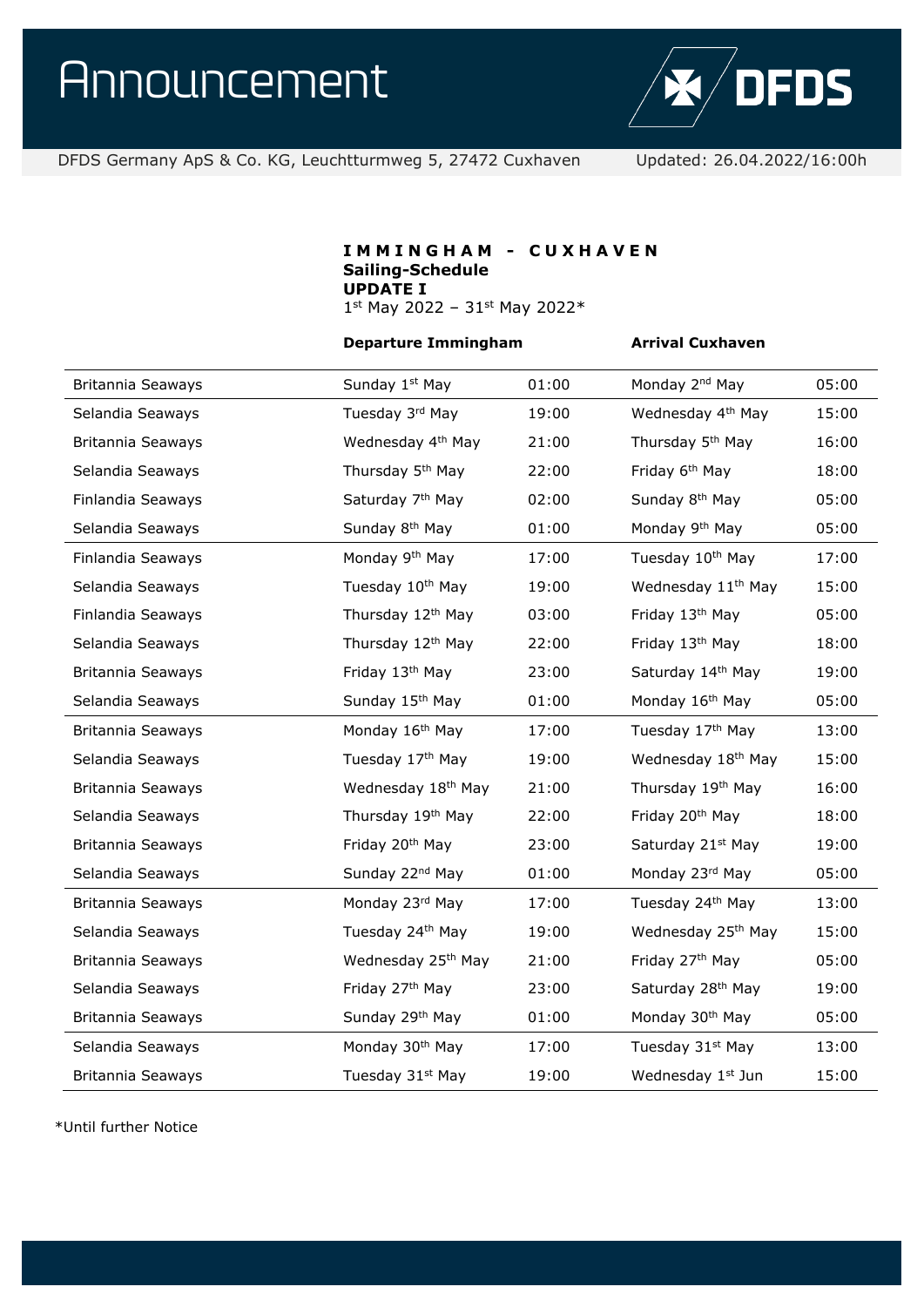# Announcement

DFDS Germany ApS & Co. KG, Leuchtturmweg 5, 27472 Cuxhaven

Updated: 26.04.2022/16:00h

**I M M I N G H A M - C U X H A V E N**
**Sailing-Schedule**
**UPDATE I**
1st May 2022 – 31st May 2022*

| | **Departure Immingham** | | **Arrival Cuxhaven** | |
|---|---|---|---|---|
| Britannia Seaways | Sunday 1st May | 01:00 | Monday 2nd May | 05:00 |
| Selandia Seaways | Tuesday 3rd May | 19:00 | Wednesday 4th May | 15:00 |
| Britannia Seaways | Wednesday 4th May | 21:00 | Thursday 5th May | 16:00 |
| Selandia Seaways | Thursday 5th May | 22:00 | Friday 6th May | 18:00 |
| Finlandia Seaways | Saturday 7th May | 02:00 | Sunday 8th May | 05:00 |
| Selandia Seaways | Sunday 8th May | 01:00 | Monday 9th May | 05:00 |
| Finlandia Seaways | Monday 9th May | 17:00 | Tuesday 10th May | 17:00 |
| Selandia Seaways | Tuesday 10th May | 19:00 | Wednesday 11th May | 15:00 |
| Finlandia Seaways | Thursday 12th May | 03:00 | Friday 13th May | 05:00 |
| Selandia Seaways | Thursday 12th May | 22:00 | Friday 13th May | 18:00 |
| Britannia Seaways | Friday 13th May | 23:00 | Saturday 14th May | 19:00 |
| Selandia Seaways | Sunday 15th May | 01:00 | Monday 16th May | 05:00 |
| Britannia Seaways | Monday 16th May | 17:00 | Tuesday 17th May | 13:00 |
| Selandia Seaways | Tuesday 17th May | 19:00 | Wednesday 18th May | 15:00 |
| Britannia Seaways | Wednesday 18th May | 21:00 | Thursday 19th May | 16:00 |
| Selandia Seaways | Thursday 19th May | 22:00 | Friday 20th May | 18:00 |
| Britannia Seaways | Friday 20th May | 23:00 | Saturday 21st May | 19:00 |
| Selandia Seaways | Sunday 22nd May | 01:00 | Monday 23rd May | 05:00 |
| Britannia Seaways | Monday 23rd May | 17:00 | Tuesday 24th May | 13:00 |
| Selandia Seaways | Tuesday 24th May | 19:00 | Wednesday 25th May | 15:00 |
| Britannia Seaways | Wednesday 25th May | 21:00 | Friday 27th May | 05:00 |
| Selandia Seaways | Friday 27th May | 23:00 | Saturday 28th May | 19:00 |
| Britannia Seaways | Sunday 29th May | 01:00 | Monday 30th May | 05:00 |
| Selandia Seaways | Monday 30th May | 17:00 | Tuesday 31st May | 13:00 |
| Britannia Seaways | Tuesday 31st May | 19:00 | Wednesday 1st Jun | 15:00 |

*Until further Notice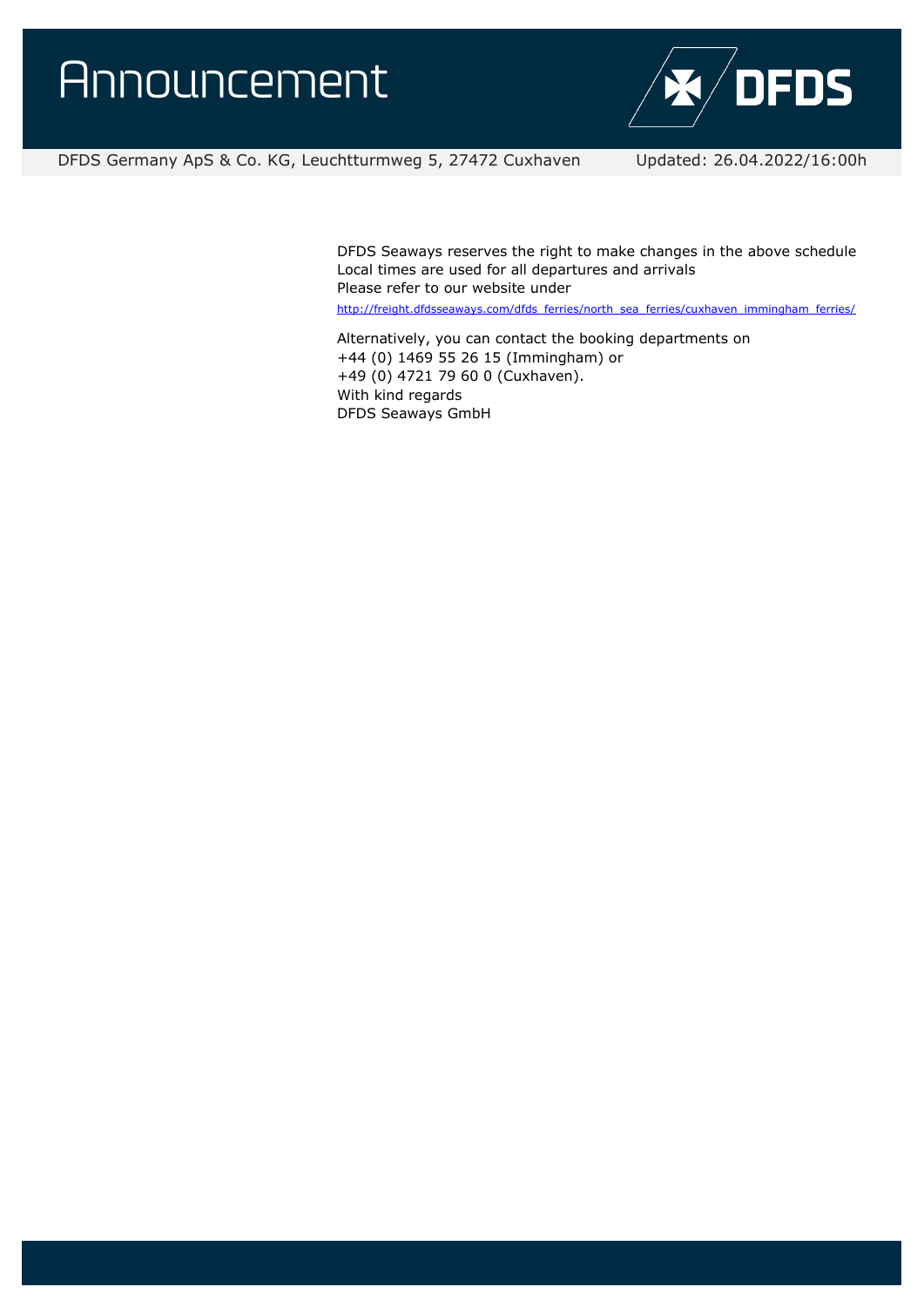DFDS Seaways reserves the right to make changes in the above schedule
Local times are used for all departures and arrivals
Please refer to our website under
http://freight.dfdsseaways.com/dfds_ferries/north_sea_ferries/cuxhaven_immingham_ferries/

Alternatively, you can contact the booking departments on
+44 (0) 1469 55 26 15 (Immingham) or
+49 (0) 4721 79 60 0 (Cuxhaven).
With kind regards
DFDS Seaways GmbH